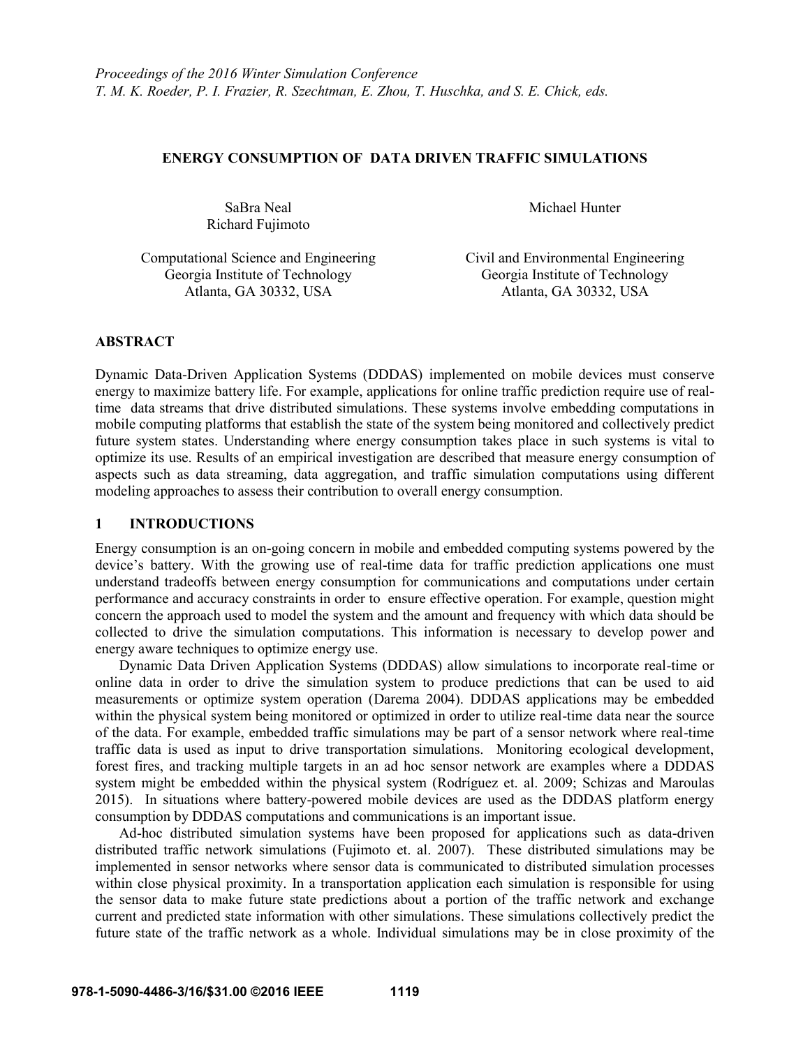*Proceedings of the 2016 Winter Simulation Conference*
*T. M. K. Roeder, P. I. Frazier, R. Szechtman, E. Zhou, T. Huschka, and S. E. Chick, eds.*

# ENERGY CONSUMPTION OF DATA DRIVEN TRAFFIC SIMULATIONS

SaBra Neal
Richard Fujimoto

Computational Science and Engineering
Georgia Institute of Technology
Atlanta, GA 30332, USA

Michael Hunter

Civil and Environmental Engineering
Georgia Institute of Technology
Atlanta, GA 30332, USA

## ABSTRACT

Dynamic Data-Driven Application Systems (DDDAS) implemented on mobile devices must conserve energy to maximize battery life. For example, applications for online traffic prediction require use of real-time data streams that drive distributed simulations. These systems involve embedding computations in mobile computing platforms that establish the state of the system being monitored and collectively predict future system states. Understanding where energy consumption takes place in such systems is vital to optimize its use. Results of an empirical investigation are described that measure energy consumption of aspects such as data streaming, data aggregation, and traffic simulation computations using different modeling approaches to assess their contribution to overall energy consumption.

## 1 INTRODUCTIONS

Energy consumption is an on-going concern in mobile and embedded computing systems powered by the device's battery. With the growing use of real-time data for traffic prediction applications one must understand tradeoffs between energy consumption for communications and computations under certain performance and accuracy constraints in order to ensure effective operation. For example, question might concern the approach used to model the system and the amount and frequency with which data should be collected to drive the simulation computations. This information is necessary to develop power and energy aware techniques to optimize energy use.

Dynamic Data Driven Application Systems (DDDAS) allow simulations to incorporate real-time or online data in order to drive the simulation system to produce predictions that can be used to aid measurements or optimize system operation (Darema 2004). DDDAS applications may be embedded within the physical system being monitored or optimized in order to utilize real-time data near the source of the data. For example, embedded traffic simulations may be part of a sensor network where real-time traffic data is used as input to drive transportation simulations. Monitoring ecological development, forest fires, and tracking multiple targets in an ad hoc sensor network are examples where a DDDAS system might be embedded within the physical system (Rodríguez et. al. 2009; Schizas and Maroulas 2015). In situations where battery-powered mobile devices are used as the DDDAS platform energy consumption by DDDAS computations and communications is an important issue.

Ad-hoc distributed simulation systems have been proposed for applications such as data-driven distributed traffic network simulations (Fujimoto et. al. 2007). These distributed simulations may be implemented in sensor networks where sensor data is communicated to distributed simulation processes within close physical proximity. In a transportation application each simulation is responsible for using the sensor data to make future state predictions about a portion of the traffic network and exchange current and predicted state information with other simulations. These simulations collectively predict the future state of the traffic network as a whole. Individual simulations may be in close proximity of the

978-1-5090-4486-3/16/$31.00 ©2016 IEEE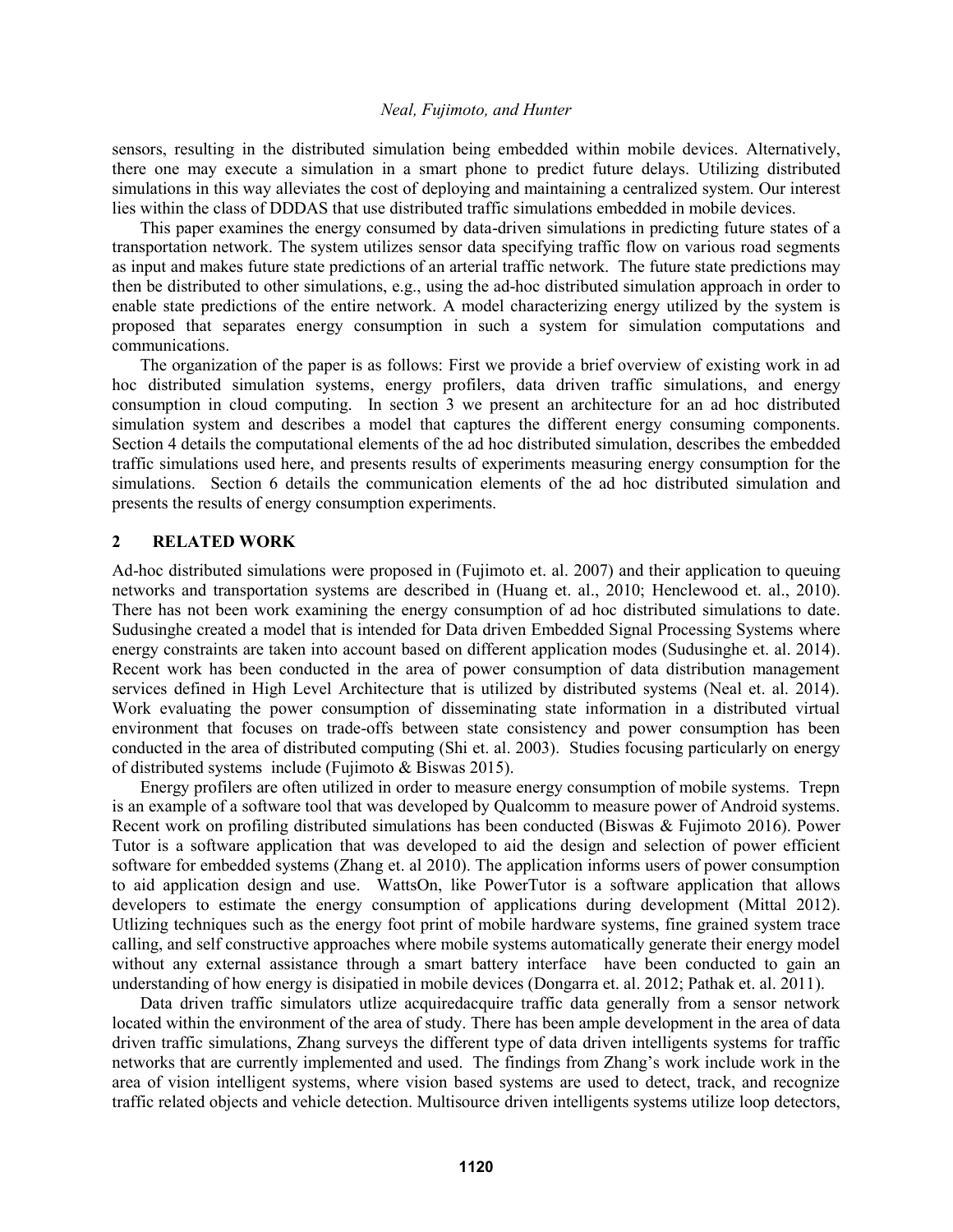sensors, resulting in the distributed simulation being embedded within mobile devices. Alternatively, there one may execute a simulation in a smart phone to predict future delays. Utilizing distributed simulations in this way alleviates the cost of deploying and maintaining a centralized system. Our interest lies within the class of DDDAS that use distributed traffic simulations embedded in mobile devices.

This paper examines the energy consumed by data-driven simulations in predicting future states of a transportation network. The system utilizes sensor data specifying traffic flow on various road segments as input and makes future state predictions of an arterial traffic network. The future state predictions may then be distributed to other simulations, e.g., using the ad-hoc distributed simulation approach in order to enable state predictions of the entire network. A model characterizing energy utilized by the system is proposed that separates energy consumption in such a system for simulation computations and communications.

The organization of the paper is as follows: First we provide a brief overview of existing work in ad hoc distributed simulation systems, energy profilers, data driven traffic simulations, and energy consumption in cloud computing. In section 3 we present an architecture for an ad hoc distributed simulation system and describes a model that captures the different energy consuming components. Section 4 details the computational elements of the ad hoc distributed simulation, describes the embedded traffic simulations used here, and presents results of experiments measuring energy consumption for the simulations. Section 6 details the communication elements of the ad hoc distributed simulation and presents the results of energy consumption experiments.

## 2 RELATED WORK

Ad-hoc distributed simulations were proposed in (Fujimoto et. al. 2007) and their application to queuing networks and transportation systems are described in (Huang et. al., 2010; Henclewood et. al., 2010). There has not been work examining the energy consumption of ad hoc distributed simulations to date. Sudusinghe created a model that is intended for Data driven Embedded Signal Processing Systems where energy constraints are taken into account based on different application modes (Sudusinghe et. al. 2014). Recent work has been conducted in the area of power consumption of data distribution management services defined in High Level Architecture that is utilized by distributed systems (Neal et. al. 2014). Work evaluating the power consumption of disseminating state information in a distributed virtual environment that focuses on trade-offs between state consistency and power consumption has been conducted in the area of distributed computing (Shi et. al. 2003). Studies focusing particularly on energy of distributed systems include (Fujimoto & Biswas 2015).

Energy profilers are often utilized in order to measure energy consumption of mobile systems. Trepn is an example of a software tool that was developed by Qualcomm to measure power of Android systems. Recent work on profiling distributed simulations has been conducted (Biswas & Fujimoto 2016). Power Tutor is a software application that was developed to aid the design and selection of power efficient software for embedded systems (Zhang et. al 2010). The application informs users of power consumption to aid application design and use. WattsOn, like PowerTutor is a software application that allows developers to estimate the energy consumption of applications during development (Mittal 2012). Utlizing techniques such as the energy foot print of mobile hardware systems, fine grained system trace calling, and self constructive approaches where mobile systems automatically generate their energy model without any external assistance through a smart battery interface have been conducted to gain an understanding of how energy is disipatied in mobile devices (Dongarra et. al. 2012; Pathak et. al. 2011).

Data driven traffic simulators utlize acquiredacquire traffic data generally from a sensor network located within the environment of the area of study. There has been ample development in the area of data driven traffic simulations, Zhang surveys the different type of data driven intelligents systems for traffic networks that are currently implemented and used. The findings from Zhang's work include work in the area of vision intelligent systems, where vision based systems are used to detect, track, and recognize traffic related objects and vehicle detection. Multisource driven intelligents systems utilize loop detectors,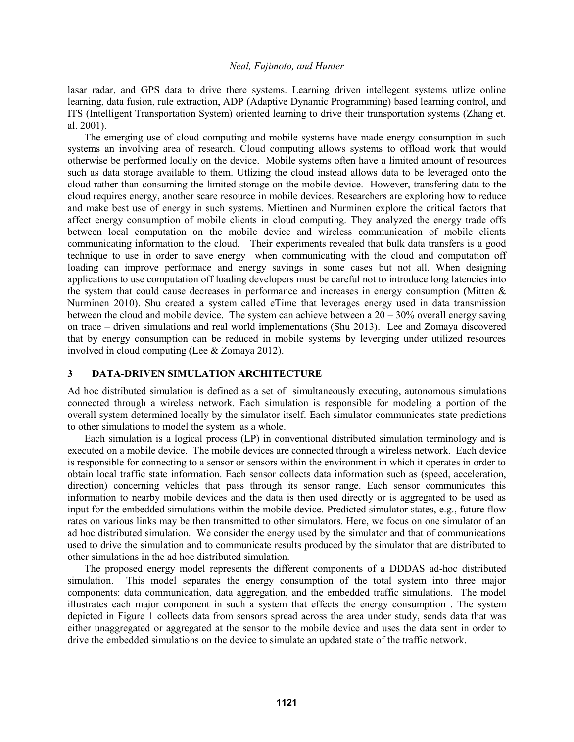lasar radar, and GPS data to drive there systems. Learning driven intellegent systems utlize online learning, data fusion, rule extraction, ADP (Adaptive Dynamic Programming) based learning control, and ITS (Intelligent Transportation System) oriented learning to drive their transportation systems (Zhang et. al. 2001).

The emerging use of cloud computing and mobile systems have made energy consumption in such systems an involving area of research. Cloud computing allows systems to offload work that would otherwise be performed locally on the device. Mobile systems often have a limited amount of resources such as data storage available to them. Utlizing the cloud instead allows data to be leveraged onto the cloud rather than consuming the limited storage on the mobile device. However, transfering data to the cloud requires energy, another scare resource in mobile devices. Researchers are exploring how to reduce and make best use of energy in such systems. Miettinen and Nurminen explore the critical factors that affect energy consumption of mobile clients in cloud computing. They analyzed the energy trade offs between local computation on the mobile device and wireless communication of mobile clients communicating information to the cloud. Their experiments revealed that bulk data transfers is a good technique to use in order to save energy when communicating with the cloud and computation off loading can improve performace and energy savings in some cases but not all. When designing applications to use computation off loading developers must be careful not to introduce long latencies into the system that could cause decreases in performance and increases in energy consumption **(**Mitten & Nurminen 2010). Shu created a system called eTime that leverages energy used in data transmission between the cloud and mobile device. The system can achieve between a 20 – 30% overall energy saving on trace – driven simulations and real world implementations (Shu 2013). Lee and Zomaya discovered that by energy consumption can be reduced in mobile systems by leverging under utilized resources involved in cloud computing (Lee & Zomaya 2012).

## 3 DATA-DRIVEN SIMULATION ARCHITECTURE

Ad hoc distributed simulation is defined as a set of simultaneously executing, autonomous simulations connected through a wireless network. Each simulation is responsible for modeling a portion of the overall system determined locally by the simulator itself. Each simulator communicates state predictions to other simulations to model the system as a whole.

Each simulation is a logical process (LP) in conventional distributed simulation terminology and is executed on a mobile device. The mobile devices are connected through a wireless network. Each device is responsible for connecting to a sensor or sensors within the environment in which it operates in order to obtain local traffic state information. Each sensor collects data information such as (speed, acceleration, direction) concerning vehicles that pass through its sensor range. Each sensor communicates this information to nearby mobile devices and the data is then used directly or is aggregated to be used as input for the embedded simulations within the mobile device. Predicted simulator states, e.g., future flow rates on various links may be then transmitted to other simulators. Here, we focus on one simulator of an ad hoc distributed simulation. We consider the energy used by the simulator and that of communications used to drive the simulation and to communicate results produced by the simulator that are distributed to other simulations in the ad hoc distributed simulation.

The proposed energy model represents the different components of a DDDAS ad-hoc distributed simulation. This model separates the energy consumption of the total system into three major components: data communication, data aggregation, and the embedded traffic simulations. The model illustrates each major component in such a system that effects the energy consumption . The system depicted in Figure 1 collects data from sensors spread across the area under study, sends data that was either unaggregated or aggregated at the sensor to the mobile device and uses the data sent in order to drive the embedded simulations on the device to simulate an updated state of the traffic network.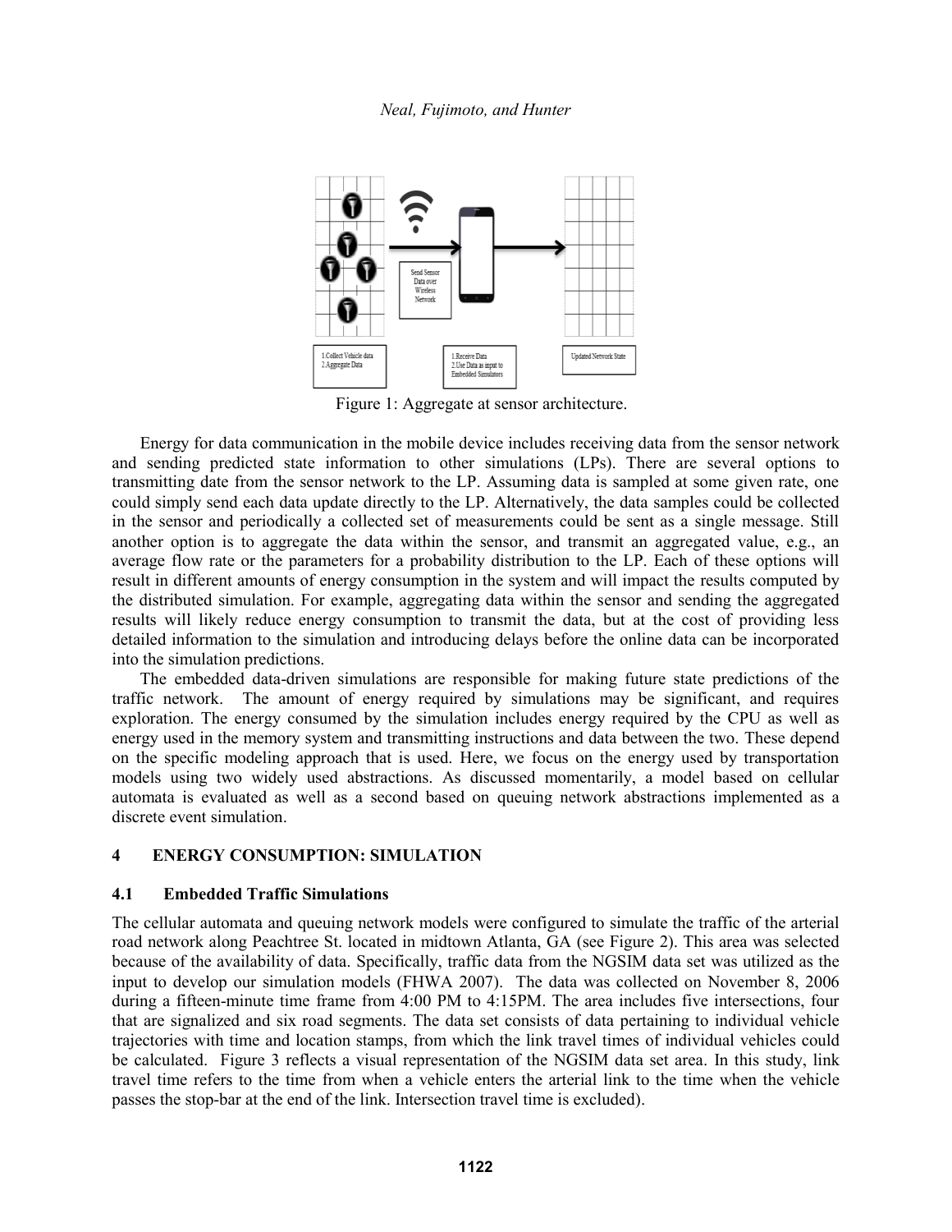Figure 1: Aggregate at sensor architecture.

Energy for data communication in the mobile device includes receiving data from the sensor network and sending predicted state information to other simulations (LPs). There are several options to transmitting date from the sensor network to the LP. Assuming data is sampled at some given rate, one could simply send each data update directly to the LP. Alternatively, the data samples could be collected in the sensor and periodically a collected set of measurements could be sent as a single message. Still another option is to aggregate the data within the sensor, and transmit an aggregated value, e.g., an average flow rate or the parameters for a probability distribution to the LP. Each of these options will result in different amounts of energy consumption in the system and will impact the results computed by the distributed simulation. For example, aggregating data within the sensor and sending the aggregated results will likely reduce energy consumption to transmit the data, but at the cost of providing less detailed information to the simulation and introducing delays before the online data can be incorporated into the simulation predictions.

The embedded data-driven simulations are responsible for making future state predictions of the traffic network. The amount of energy required by simulations may be significant, and requires exploration. The energy consumed by the simulation includes energy required by the CPU as well as energy used in the memory system and transmitting instructions and data between the two. These depend on the specific modeling approach that is used. Here, we focus on the energy used by transportation models using two widely used abstractions. As discussed momentarily, a model based on cellular automata is evaluated as well as a second based on queuing network abstractions implemented as a discrete event simulation.

## 4 ENERGY CONSUMPTION: SIMULATION

### 4.1 Embedded Traffic Simulations

The cellular automata and queuing network models were configured to simulate the traffic of the arterial road network along Peachtree St. located in midtown Atlanta, GA (see Figure 2). This area was selected because of the availability of data. Specifically, traffic data from the NGSIM data set was utilized as the input to develop our simulation models (FHWA 2007). The data was collected on November 8, 2006 during a fifteen-minute time frame from 4:00 PM to 4:15PM. The area includes five intersections, four that are signalized and six road segments. The data set consists of data pertaining to individual vehicle trajectories with time and location stamps, from which the link travel times of individual vehicles could be calculated. Figure 3 reflects a visual representation of the NGSIM data set area. In this study, link travel time refers to the time from when a vehicle enters the arterial link to the time when the vehicle passes the stop-bar at the end of the link. Intersection travel time is excluded).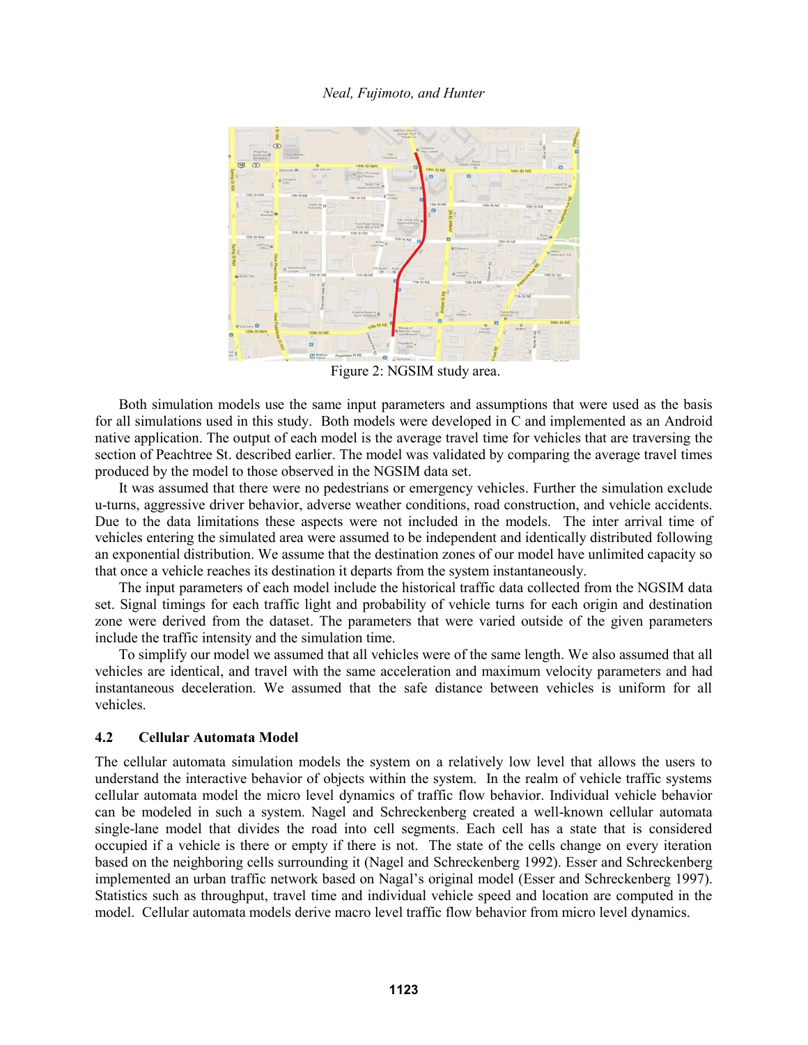Figure 2: NGSIM study area.

Both simulation models use the same input parameters and assumptions that were used as the basis for all simulations used in this study. Both models were developed in C and implemented as an Android native application. The output of each model is the average travel time for vehicles that are traversing the section of Peachtree St. described earlier. The model was validated by comparing the average travel times produced by the model to those observed in the NGSIM data set.

It was assumed that there were no pedestrians or emergency vehicles. Further the simulation exclude u-turns, aggressive driver behavior, adverse weather conditions, road construction, and vehicle accidents. Due to the data limitations these aspects were not included in the models. The inter arrival time of vehicles entering the simulated area were assumed to be independent and identically distributed following an exponential distribution. We assume that the destination zones of our model have unlimited capacity so that once a vehicle reaches its destination it departs from the system instantaneously.

The input parameters of each model include the historical traffic data collected from the NGSIM data set. Signal timings for each traffic light and probability of vehicle turns for each origin and destination zone were derived from the dataset. The parameters that were varied outside of the given parameters include the traffic intensity and the simulation time.

To simplify our model we assumed that all vehicles were of the same length. We also assumed that all vehicles are identical, and travel with the same acceleration and maximum velocity parameters and had instantaneous deceleration. We assumed that the safe distance between vehicles is uniform for all vehicles.

### 4.2 Cellular Automata Model

The cellular automata simulation models the system on a relatively low level that allows the users to understand the interactive behavior of objects within the system. In the realm of vehicle traffic systems cellular automata model the micro level dynamics of traffic flow behavior. Individual vehicle behavior can be modeled in such a system. Nagel and Schreckenberg created a well-known cellular automata single-lane model that divides the road into cell segments. Each cell has a state that is considered occupied if a vehicle is there or empty if there is not. The state of the cells change on every iteration based on the neighboring cells surrounding it (Nagel and Schreckenberg 1992). Esser and Schreckenberg implemented an urban traffic network based on Nagal's original model (Esser and Schreckenberg 1997). Statistics such as throughput, travel time and individual vehicle speed and location are computed in the model. Cellular automata models derive macro level traffic flow behavior from micro level dynamics.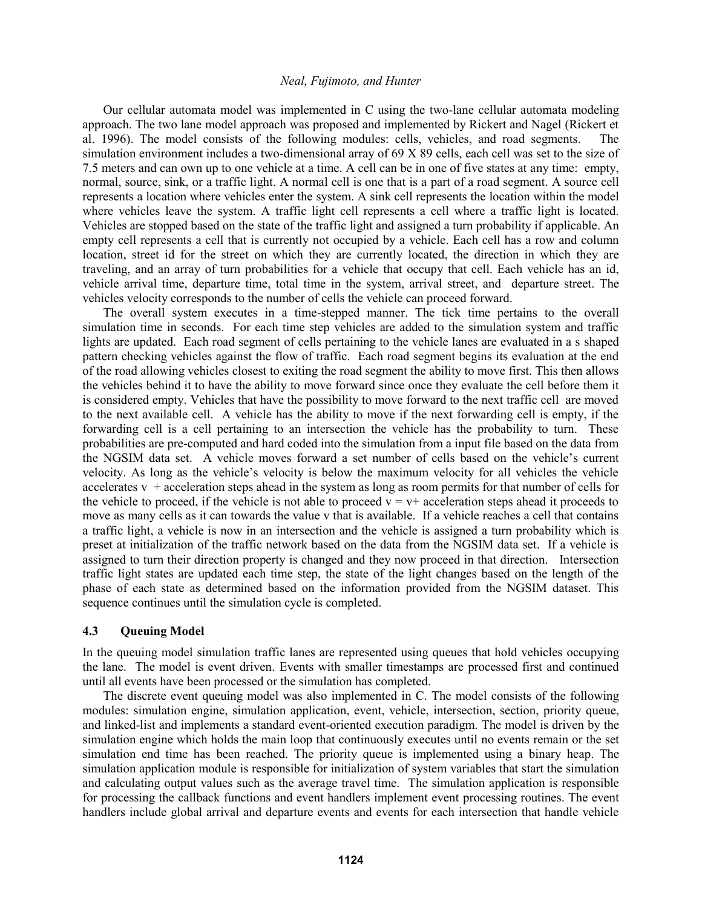Our cellular automata model was implemented in C using the two-lane cellular automata modeling approach. The two lane model approach was proposed and implemented by Rickert and Nagel (Rickert et al. 1996). The model consists of the following modules: cells, vehicles, and road segments. The simulation environment includes a two-dimensional array of 69 X 89 cells, each cell was set to the size of 7.5 meters and can own up to one vehicle at a time. A cell can be in one of five states at any time: empty, normal, source, sink, or a traffic light. A normal cell is one that is a part of a road segment. A source cell represents a location where vehicles enter the system. A sink cell represents the location within the model where vehicles leave the system. A traffic light cell represents a cell where a traffic light is located. Vehicles are stopped based on the state of the traffic light and assigned a turn probability if applicable. An empty cell represents a cell that is currently not occupied by a vehicle. Each cell has a row and column location, street id for the street on which they are currently located, the direction in which they are traveling, and an array of turn probabilities for a vehicle that occupy that cell. Each vehicle has an id, vehicle arrival time, departure time, total time in the system, arrival street, and departure street. The vehicles velocity corresponds to the number of cells the vehicle can proceed forward.

The overall system executes in a time-stepped manner. The tick time pertains to the overall simulation time in seconds. For each time step vehicles are added to the simulation system and traffic lights are updated. Each road segment of cells pertaining to the vehicle lanes are evaluated in a s shaped pattern checking vehicles against the flow of traffic. Each road segment begins its evaluation at the end of the road allowing vehicles closest to exiting the road segment the ability to move first. This then allows the vehicles behind it to have the ability to move forward since once they evaluate the cell before them it is considered empty. Vehicles that have the possibility to move forward to the next traffic cell are moved to the next available cell. A vehicle has the ability to move if the next forwarding cell is empty, if the forwarding cell is a cell pertaining to an intersection the vehicle has the probability to turn. These probabilities are pre-computed and hard coded into the simulation from a input file based on the data from the NGSIM data set. A vehicle moves forward a set number of cells based on the vehicle's current velocity. As long as the vehicle's velocity is below the maximum velocity for all vehicles the vehicle accelerates v + acceleration steps ahead in the system as long as room permits for that number of cells for the vehicle to proceed, if the vehicle is not able to proceed v = v+ acceleration steps ahead it proceeds to move as many cells as it can towards the value v that is available. If a vehicle reaches a cell that contains a traffic light, a vehicle is now in an intersection and the vehicle is assigned a turn probability which is preset at initialization of the traffic network based on the data from the NGSIM data set. If a vehicle is assigned to turn their direction property is changed and they now proceed in that direction. Intersection traffic light states are updated each time step, the state of the light changes based on the length of the phase of each state as determined based on the information provided from the NGSIM dataset. This sequence continues until the simulation cycle is completed.

### 4.3 Queuing Model

In the queuing model simulation traffic lanes are represented using queues that hold vehicles occupying the lane. The model is event driven. Events with smaller timestamps are processed first and continued until all events have been processed or the simulation has completed.

The discrete event queuing model was also implemented in C. The model consists of the following modules: simulation engine, simulation application, event, vehicle, intersection, section, priority queue, and linked-list and implements a standard event-oriented execution paradigm. The model is driven by the simulation engine which holds the main loop that continuously executes until no events remain or the set simulation end time has been reached. The priority queue is implemented using a binary heap. The simulation application module is responsible for initialization of system variables that start the simulation and calculating output values such as the average travel time. The simulation application is responsible for processing the callback functions and event handlers implement event processing routines. The event handlers include global arrival and departure events and events for each intersection that handle vehicle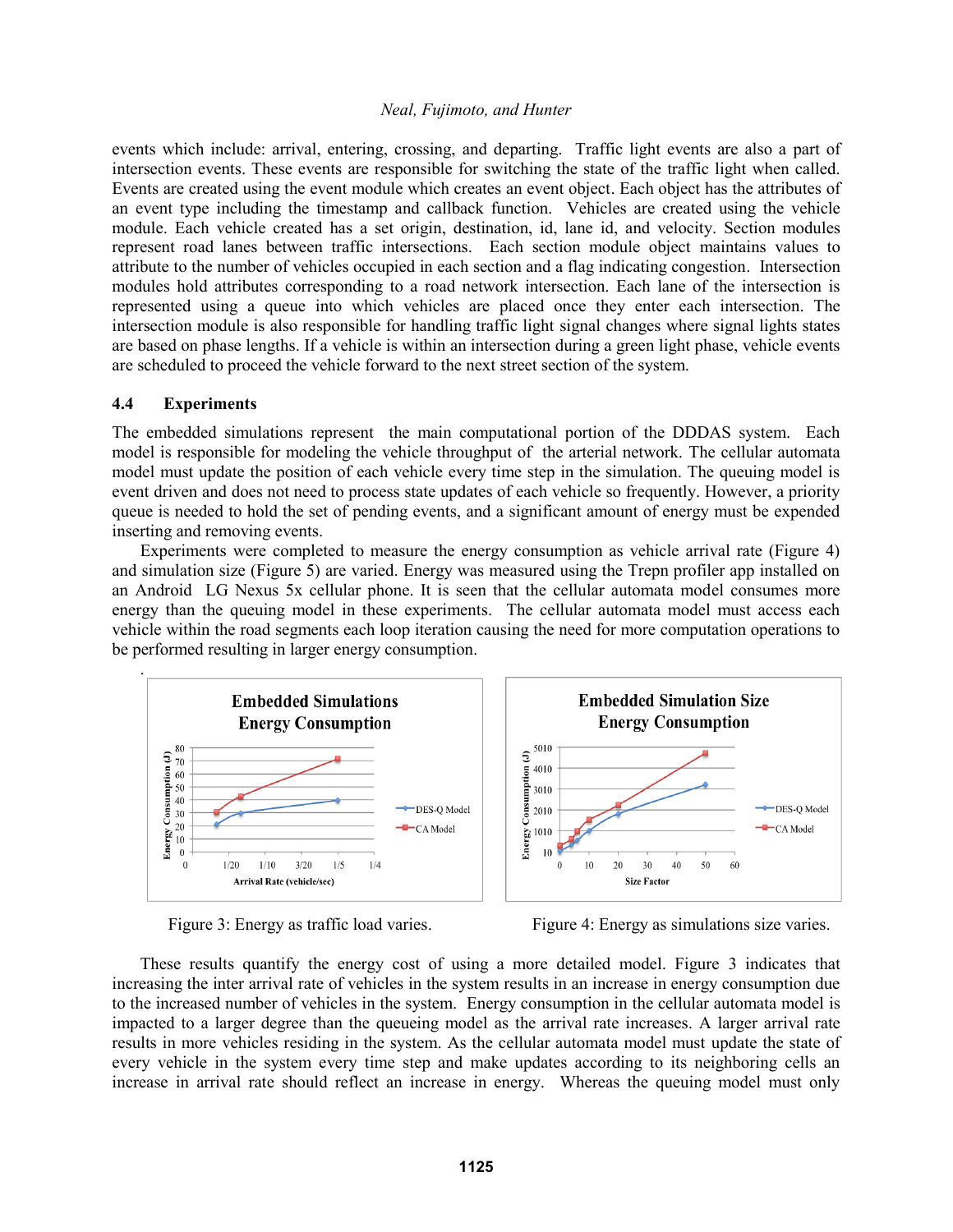events which include: arrival, entering, crossing, and departing. Traffic light events are also a part of intersection events. These events are responsible for switching the state of the traffic light when called. Events are created using the event module which creates an event object. Each object has the attributes of an event type including the timestamp and callback function. Vehicles are created using the vehicle module. Each vehicle created has a set origin, destination, id, lane id, and velocity. Section modules represent road lanes between traffic intersections. Each section module object maintains values to attribute to the number of vehicles occupied in each section and a flag indicating congestion. Intersection modules hold attributes corresponding to a road network intersection. Each lane of the intersection is represented using a queue into which vehicles are placed once they enter each intersection. The intersection module is also responsible for handling traffic light signal changes where signal lights states are based on phase lengths. If a vehicle is within an intersection during a green light phase, vehicle events are scheduled to proceed the vehicle forward to the next street section of the system.

### 4.4 Experiments

The embedded simulations represent the main computational portion of the DDDAS system. Each model is responsible for modeling the vehicle throughput of the arterial network. The cellular automata model must update the position of each vehicle every time step in the simulation. The queuing model is event driven and does not need to process state updates of each vehicle so frequently. However, a priority queue is needed to hold the set of pending events, and a significant amount of energy must be expended inserting and removing events.

Experiments were completed to measure the energy consumption as vehicle arrival rate (Figure 4) and simulation size (Figure 5) are varied. Energy was measured using the Trepn profiler app installed on an Android LG Nexus 5x cellular phone. It is seen that the cellular automata model consumes more energy than the queuing model in these experiments. The cellular automata model must access each vehicle within the road segments each loop iteration causing the need for more computation operations to be performed resulting in larger energy consumption.

Embedded Simulations Energy Consumption

Energy Consumption (J)

80
70
60
50
40
30
20
10
0

0 1/20 1/10 3/20 1/5 1/4

Arrival Rate (vehicle/sec)

DES-Q Model
CA Model

Figure 3: Energy as traffic load varies.

Embedded Simulation Size Energy Consumption

Energy Consumption (J)

5010
4010
3010
2010
1010
10

0 10 20 30 40 50 60

Size Factor

DES-Q Model
CA Model

Figure 4: Energy as simulations size varies.

These results quantify the energy cost of using a more detailed model. Figure 3 indicates that increasing the inter arrival rate of vehicles in the system results in an increase in energy consumption due to the increased number of vehicles in the system. Energy consumption in the cellular automata model is impacted to a larger degree than the queueing model as the arrival rate increases. A larger arrival rate results in more vehicles residing in the system. As the cellular automata model must update the state of every vehicle in the system every time step and make updates according to its neighboring cells an increase in arrival rate should reflect an increase in energy. Whereas the queuing model must only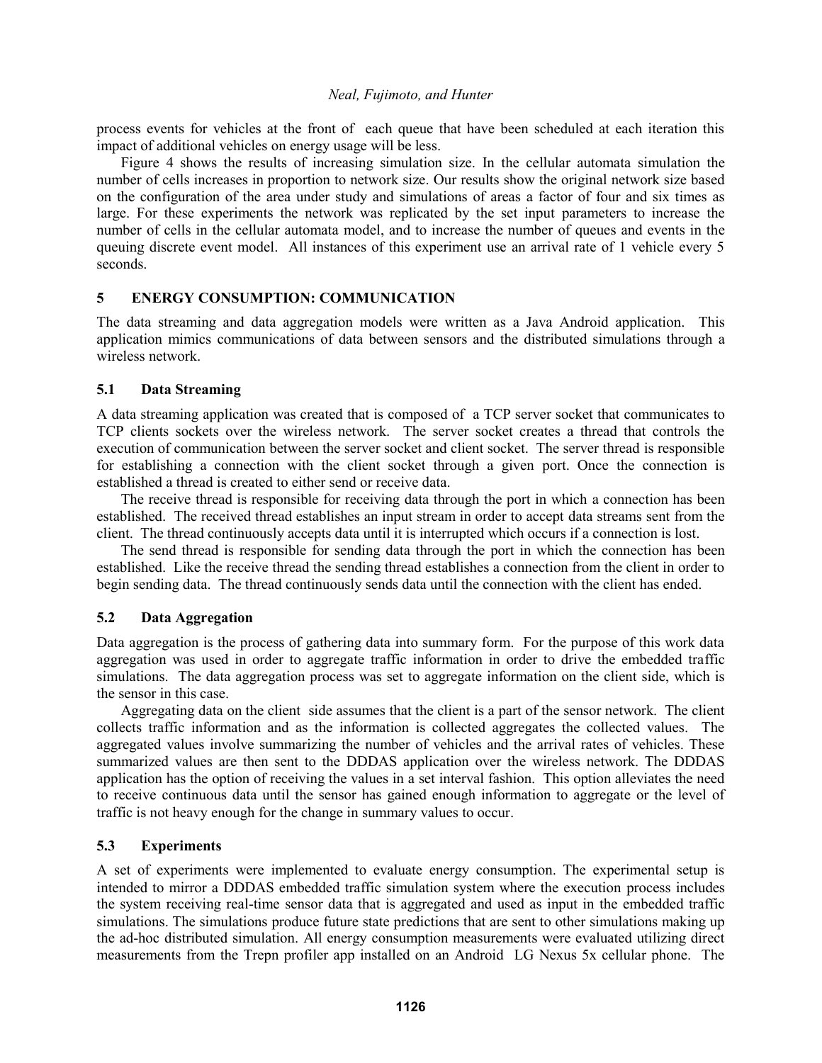process events for vehicles at the front of each queue that have been scheduled at each iteration this impact of additional vehicles on energy usage will be less.

Figure 4 shows the results of increasing simulation size. In the cellular automata simulation the number of cells increases in proportion to network size. Our results show the original network size based on the configuration of the area under study and simulations of areas a factor of four and six times as large. For these experiments the network was replicated by the set input parameters to increase the number of cells in the cellular automata model, and to increase the number of queues and events in the queuing discrete event model. All instances of this experiment use an arrival rate of 1 vehicle every 5 seconds.

## 5 ENERGY CONSUMPTION: COMMUNICATION

The data streaming and data aggregation models were written as a Java Android application. This application mimics communications of data between sensors and the distributed simulations through a wireless network.

### 5.1 Data Streaming

A data streaming application was created that is composed of a TCP server socket that communicates to TCP clients sockets over the wireless network. The server socket creates a thread that controls the execution of communication between the server socket and client socket. The server thread is responsible for establishing a connection with the client socket through a given port. Once the connection is established a thread is created to either send or receive data.

The receive thread is responsible for receiving data through the port in which a connection has been established. The received thread establishes an input stream in order to accept data streams sent from the client. The thread continuously accepts data until it is interrupted which occurs if a connection is lost.

The send thread is responsible for sending data through the port in which the connection has been established. Like the receive thread the sending thread establishes a connection from the client in order to begin sending data. The thread continuously sends data until the connection with the client has ended.

### 5.2 Data Aggregation

Data aggregation is the process of gathering data into summary form. For the purpose of this work data aggregation was used in order to aggregate traffic information in order to drive the embedded traffic simulations. The data aggregation process was set to aggregate information on the client side, which is the sensor in this case.

Aggregating data on the client side assumes that the client is a part of the sensor network. The client collects traffic information and as the information is collected aggregates the collected values. The aggregated values involve summarizing the number of vehicles and the arrival rates of vehicles. These summarized values are then sent to the DDDAS application over the wireless network. The DDDAS application has the option of receiving the values in a set interval fashion. This option alleviates the need to receive continuous data until the sensor has gained enough information to aggregate or the level of traffic is not heavy enough for the change in summary values to occur.

### 5.3 Experiments

A set of experiments were implemented to evaluate energy consumption. The experimental setup is intended to mirror a DDDAS embedded traffic simulation system where the execution process includes the system receiving real-time sensor data that is aggregated and used as input in the embedded traffic simulations. The simulations produce future state predictions that are sent to other simulations making up the ad-hoc distributed simulation. All energy consumption measurements were evaluated utilizing direct measurements from the Trepn profiler app installed on an Android LG Nexus 5x cellular phone. The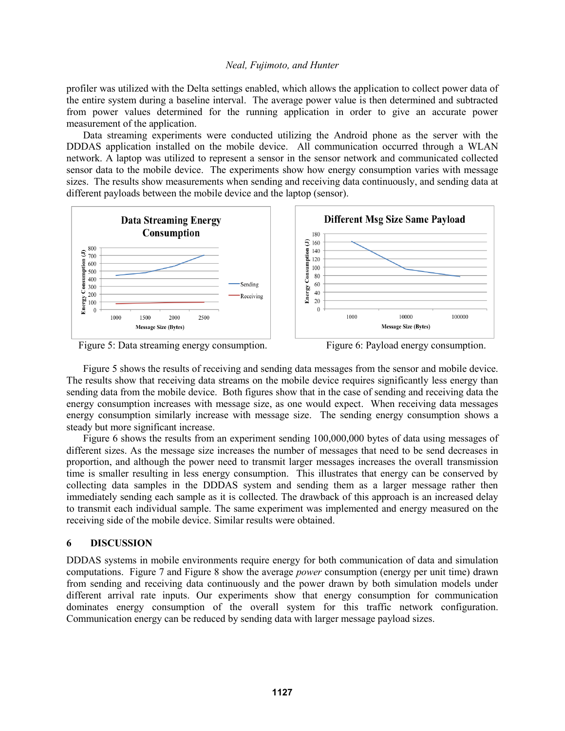profiler was utilized with the Delta settings enabled, which allows the application to collect power data of the entire system during a baseline interval. The average power value is then determined and subtracted from power values determined for the running application in order to give an accurate power measurement of the application.

Data streaming experiments were conducted utilizing the Android phone as the server with the DDDAS application installed on the mobile device. All communication occurred through a WLAN network. A laptop was utilized to represent a sensor in the sensor network and communicated collected sensor data to the mobile device. The experiments show how energy consumption varies with message sizes. The results show measurements when sending and receiving data continuously, and sending data at different payloads between the mobile device and the laptop (sensor).

Figure 5: Data streaming energy consumption.

Figure 6: Payload energy consumption.

Figure 5 shows the results of receiving and sending data messages from the sensor and mobile device. The results show that receiving data streams on the mobile device requires significantly less energy than sending data from the mobile device. Both figures show that in the case of sending and receiving data the energy consumption increases with message size, as one would expect. When receiving data messages energy consumption similarly increase with message size. The sending energy consumption shows a steady but more significant increase.

Figure 6 shows the results from an experiment sending 100,000,000 bytes of data using messages of different sizes. As the message size increases the number of messages that need to be send decreases in proportion, and although the power need to transmit larger messages increases the overall transmission time is smaller resulting in less energy consumption. This illustrates that energy can be conserved by collecting data samples in the DDDAS system and sending them as a larger message rather then immediately sending each sample as it is collected. The drawback of this approach is an increased delay to transmit each individual sample. The same experiment was implemented and energy measured on the receiving side of the mobile device. Similar results were obtained.

## 6 DISCUSSION

DDDAS systems in mobile environments require energy for both communication of data and simulation computations. Figure 7 and Figure 8 show the average *power* consumption (energy per unit time) drawn from sending and receiving data continuously and the power drawn by both simulation models under different arrival rate inputs. Our experiments show that energy consumption for communication dominates energy consumption of the overall system for this traffic network configuration. Communication energy can be reduced by sending data with larger message payload sizes.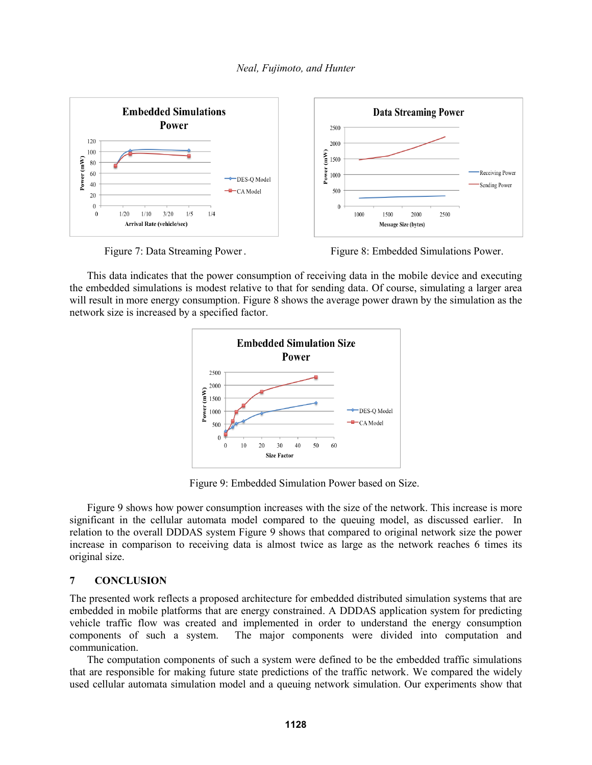Figure 7: Data Streaming Power.

Figure 8: Embedded Simulations Power.

This data indicates that the power consumption of receiving data in the mobile device and executing the embedded simulations is modest relative to that for sending data. Of course, simulating a larger area will result in more energy consumption. Figure 8 shows the average power drawn by the simulation as the network size is increased by a specified factor.

Figure 9: Embedded Simulation Power based on Size.

Figure 9 shows how power consumption increases with the size of the network. This increase is more significant in the cellular automata model compared to the queuing model, as discussed earlier. In relation to the overall DDDAS system Figure 9 shows that compared to original network size the power increase in comparison to receiving data is almost twice as large as the network reaches 6 times its original size.

## 7 CONCLUSION

The presented work reflects a proposed architecture for embedded distributed simulation systems that are embedded in mobile platforms that are energy constrained. A DDDAS application system for predicting vehicle traffic flow was created and implemented in order to understand the energy consumption components of such a system. The major components were divided into computation and communication.

The computation components of such a system were defined to be the embedded traffic simulations that are responsible for making future state predictions of the traffic network. We compared the widely used cellular automata simulation model and a queuing network simulation. Our experiments show that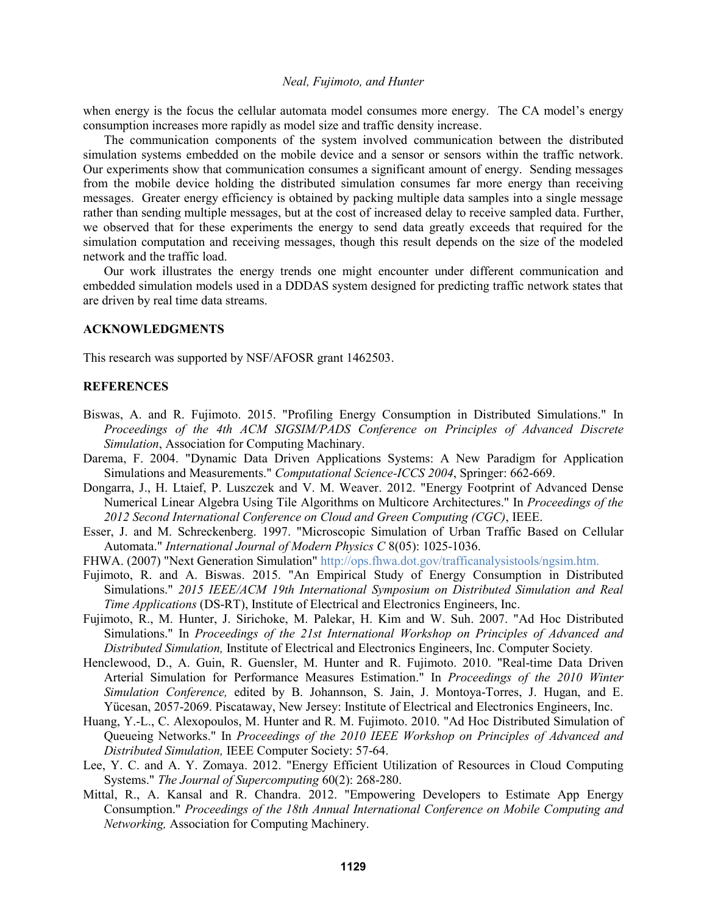when energy is the focus the cellular automata model consumes more energy. The CA model's energy consumption increases more rapidly as model size and traffic density increase.

The communication components of the system involved communication between the distributed simulation systems embedded on the mobile device and a sensor or sensors within the traffic network. Our experiments show that communication consumes a significant amount of energy. Sending messages from the mobile device holding the distributed simulation consumes far more energy than receiving messages. Greater energy efficiency is obtained by packing multiple data samples into a single message rather than sending multiple messages, but at the cost of increased delay to receive sampled data. Further, we observed that for these experiments the energy to send data greatly exceeds that required for the simulation computation and receiving messages, though this result depends on the size of the modeled network and the traffic load.

Our work illustrates the energy trends one might encounter under different communication and embedded simulation models used in a DDDAS system designed for predicting traffic network states that are driven by real time data streams.

## ACKNOWLEDGMENTS

This research was supported by NSF/AFOSR grant 1462503.

## REFERENCES

Biswas, A. and R. Fujimoto. 2015. "Profiling Energy Consumption in Distributed Simulations." In *Proceedings of the 4th ACM SIGSIM/PADS Conference on Principles of Advanced Discrete Simulation*, Association for Computing Machinary.

Darema, F. 2004. "Dynamic Data Driven Applications Systems: A New Paradigm for Application Simulations and Measurements." *Computational Science-ICCS 2004*, Springer: 662-669.

Dongarra, J., H. Ltaief, P. Luszczek and V. M. Weaver. 2012. "Energy Footprint of Advanced Dense Numerical Linear Algebra Using Tile Algorithms on Multicore Architectures." In *Proceedings of the 2012 Second International Conference on Cloud and Green Computing (CGC)*, IEEE.

Esser, J. and M. Schreckenberg. 1997. "Microscopic Simulation of Urban Traffic Based on Cellular Automata." *International Journal of Modern Physics C* 8(05): 1025-1036.

FHWA. (2007) "Next Generation Simulation" http://ops.fhwa.dot.gov/trafficanalysistools/ngsim.htm.

Fujimoto, R. and A. Biswas. 2015. "An Empirical Study of Energy Consumption in Distributed Simulations." *2015 IEEE/ACM 19th International Symposium on Distributed Simulation and Real Time Applications* (DS-RT), Institute of Electrical and Electronics Engineers, Inc.

Fujimoto, R., M. Hunter, J. Sirichoke, M. Palekar, H. Kim and W. Suh. 2007. "Ad Hoc Distributed Simulations." In *Proceedings of the 21st International Workshop on Principles of Advanced and Distributed Simulation,* Institute of Electrical and Electronics Engineers, Inc. Computer Society*.*

Henclewood, D., A. Guin, R. Guensler, M. Hunter and R. Fujimoto. 2010. "Real-time Data Driven Arterial Simulation for Performance Measures Estimation." In *Proceedings of the 2010 Winter Simulation Conference,* edited by B. Johannson, S. Jain, J. Montoya-Torres, J. Hugan, and E. Yücesan, 2057-2069. Piscataway, New Jersey: Institute of Electrical and Electronics Engineers, Inc.

Huang, Y.-L., C. Alexopoulos, M. Hunter and R. M. Fujimoto. 2010. "Ad Hoc Distributed Simulation of Queueing Networks." In *Proceedings of the 2010 IEEE Workshop on Principles of Advanced and Distributed Simulation,* IEEE Computer Society: 57-64.

Lee, Y. C. and A. Y. Zomaya. 2012. "Energy Efficient Utilization of Resources in Cloud Computing Systems." *The Journal of Supercomputing* 60(2): 268-280.

Mittal, R., A. Kansal and R. Chandra. 2012. "Empowering Developers to Estimate App Energy Consumption." *Proceedings of the 18th Annual International Conference on Mobile Computing and Networking,* Association for Computing Machinery.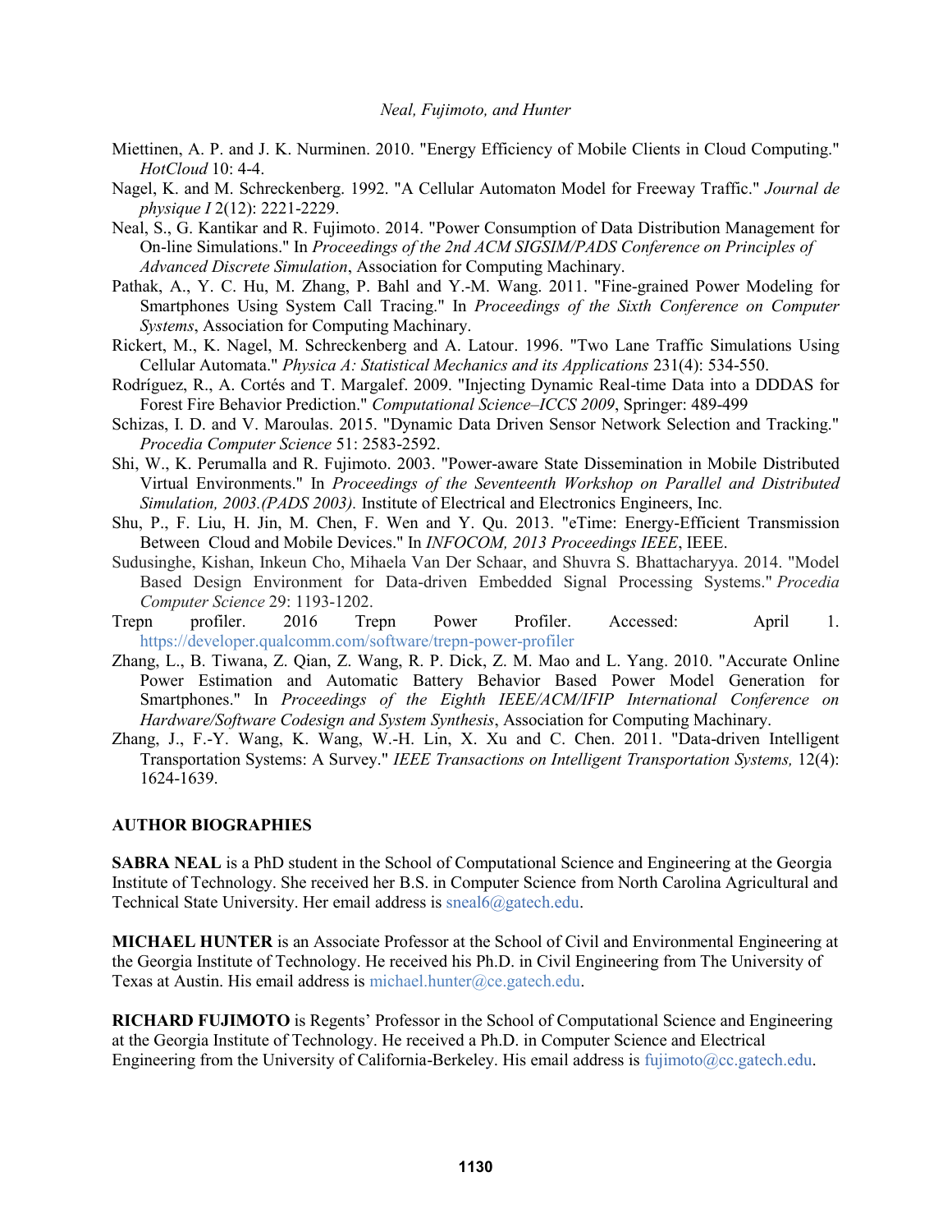Miettinen, A. P. and J. K. Nurminen. 2010. "Energy Efficiency of Mobile Clients in Cloud Computing." *HotCloud* 10: 4-4.

Nagel, K. and M. Schreckenberg. 1992. "A Cellular Automaton Model for Freeway Traffic." *Journal de physique I* 2(12): 2221-2229.

Neal, S., G. Kantikar and R. Fujimoto. 2014. "Power Consumption of Data Distribution Management for On-line Simulations." In *Proceedings of the 2nd ACM SIGSIM/PADS Conference on Principles of Advanced Discrete Simulation*, Association for Computing Machinary.

Pathak, A., Y. C. Hu, M. Zhang, P. Bahl and Y.-M. Wang. 2011. "Fine-grained Power Modeling for Smartphones Using System Call Tracing." In *Proceedings of the Sixth Conference on Computer Systems*, Association for Computing Machinary.

Rickert, M., K. Nagel, M. Schreckenberg and A. Latour. 1996. "Two Lane Traffic Simulations Using Cellular Automata." *Physica A: Statistical Mechanics and its Applications* 231(4): 534-550.

Rodríguez, R., A. Cortés and T. Margalef. 2009. "Injecting Dynamic Real-time Data into a DDDAS for Forest Fire Behavior Prediction." *Computational Science–ICCS 2009*, Springer: 489-499

Schizas, I. D. and V. Maroulas. 2015. "Dynamic Data Driven Sensor Network Selection and Tracking." *Procedia Computer Science* 51: 2583-2592.

Shi, W., K. Perumalla and R. Fujimoto. 2003. "Power-aware State Dissemination in Mobile Distributed Virtual Environments." In *Proceedings of the Seventeenth Workshop on Parallel and Distributed Simulation, 2003.(PADS 2003).* Institute of Electrical and Electronics Engineers, Inc.

Shu, P., F. Liu, H. Jin, M. Chen, F. Wen and Y. Qu. 2013. "eTime: Energy-Efficient Transmission Between Cloud and Mobile Devices." In *INFOCOM, 2013 Proceedings IEEE*, IEEE.

Sudusinghe, Kishan, Inkeun Cho, Mihaela Van Der Schaar, and Shuvra S. Bhattacharyya. 2014. "Model Based Design Environment for Data-driven Embedded Signal Processing Systems." *Procedia Computer Science* 29: 1193-1202.

Trepn profiler. 2016 Trepn Power Profiler. Accessed: April 1. https://developer.qualcomm.com/software/trepn-power-profiler

Zhang, L., B. Tiwana, Z. Qian, Z. Wang, R. P. Dick, Z. M. Mao and L. Yang. 2010. "Accurate Online Power Estimation and Automatic Battery Behavior Based Power Model Generation for Smartphones." In *Proceedings of the Eighth IEEE/ACM/IFIP International Conference on Hardware/Software Codesign and System Synthesis*, Association for Computing Machinary.

Zhang, J., F.-Y. Wang, K. Wang, W.-H. Lin, X. Xu and C. Chen. 2011. "Data-driven Intelligent Transportation Systems: A Survey." *IEEE Transactions on Intelligent Transportation Systems,* 12(4): 1624-1639.

## AUTHOR BIOGRAPHIES

**SABRA NEAL** is a PhD student in the School of Computational Science and Engineering at the Georgia Institute of Technology. She received her B.S. in Computer Science from North Carolina Agricultural and Technical State University. Her email address is sneal6@gatech.edu.

**MICHAEL HUNTER** is an Associate Professor at the School of Civil and Environmental Engineering at the Georgia Institute of Technology. He received his Ph.D. in Civil Engineering from The University of Texas at Austin. His email address is michael.hunter@ce.gatech.edu.

**RICHARD FUJIMOTO** is Regents' Professor in the School of Computational Science and Engineering at the Georgia Institute of Technology. He received a Ph.D. in Computer Science and Electrical Engineering from the University of California-Berkeley. His email address is fujimoto@cc.gatech.edu.